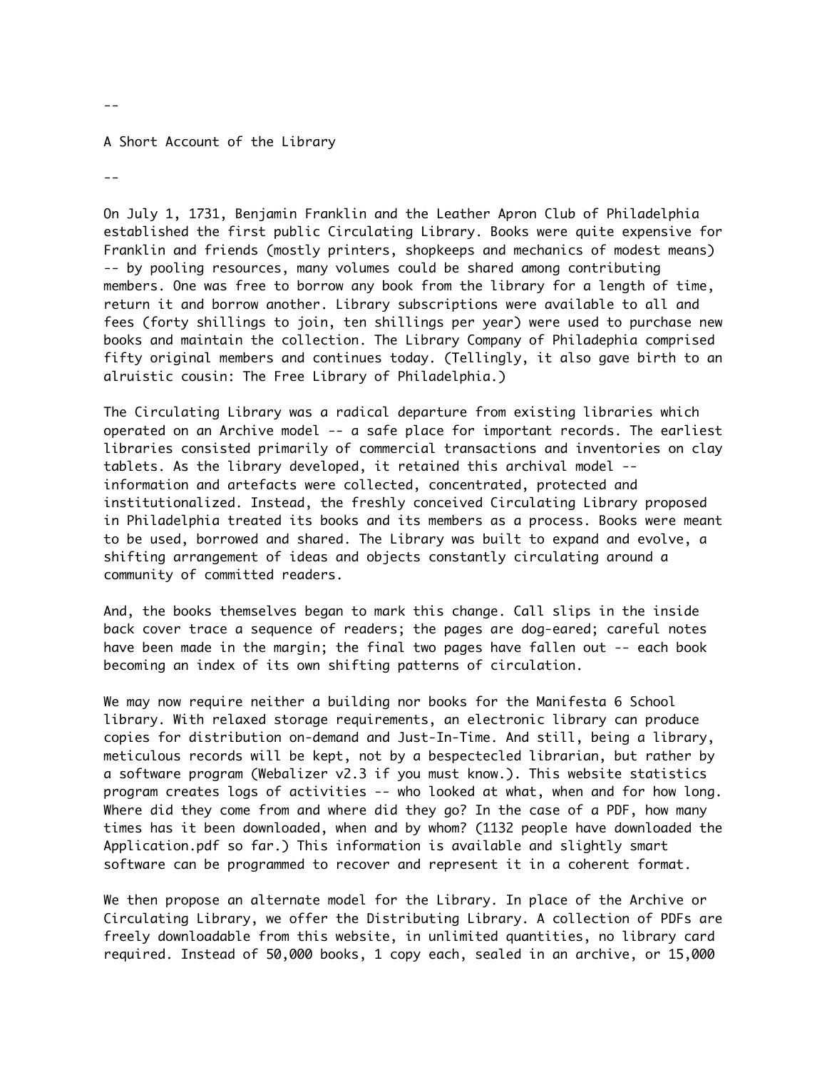--

A Short Account of the Library

--

On July 1, 1731, Benjamin Franklin and the Leather Apron Club of Philadelphia established the first public Circulating Library. Books were quite expensive for Franklin and friends (mostly printers, shopkeeps and mechanics of modest means) -- by pooling resources, many volumes could be shared among contributing members. One was free to borrow any book from the library for a length of time, return it and borrow another. Library subscriptions were available to all and fees (forty shillings to join, ten shillings per year) were used to purchase new books and maintain the collection. The Library Company of Philadephia comprised fifty original members and continues today. (Tellingly, it also gave birth to an alruistic cousin: The Free Library of Philadelphia.)

The Circulating Library was a radical departure from existing libraries which operated on an Archive model -- a safe place for important records. The earliest libraries consisted primarily of commercial transactions and inventories on clay tablets. As the library developed, it retained this archival model -- information and artefacts were collected, concentrated, protected and institutionalized. Instead, the freshly conceived Circulating Library proposed in Philadelphia treated its books and its members as a process. Books were meant to be used, borrowed and shared. The Library was built to expand and evolve, a shifting arrangement of ideas and objects constantly circulating around a community of committed readers.

And, the books themselves began to mark this change. Call slips in the inside back cover trace a sequence of readers; the pages are dog-eared; careful notes have been made in the margin; the final two pages have fallen out -- each book becoming an index of its own shifting patterns of circulation.

We may now require neither a building nor books for the Manifesta 6 School library. With relaxed storage requirements, an electronic library can produce copies for distribution on-demand and Just-In-Time. And still, being a library, meticulous records will be kept, not by a bespectecled librarian, but rather by a software program (Webalizer v2.3 if you must know.). This website statistics program creates logs of activities -- who looked at what, when and for how long. Where did they come from and where did they go? In the case of a PDF, how many times has it been downloaded, when and by whom? (1132 people have downloaded the Application.pdf so far.) This information is available and slightly smart software can be programmed to recover and represent it in a coherent format.

We then propose an alternate model for the Library. In place of the Archive or Circulating Library, we offer the Distributing Library. A collection of PDFs are freely downloadable from this website, in unlimited quantities, no library card required. Instead of 50,000 books, 1 copy each, sealed in an archive, or 15,000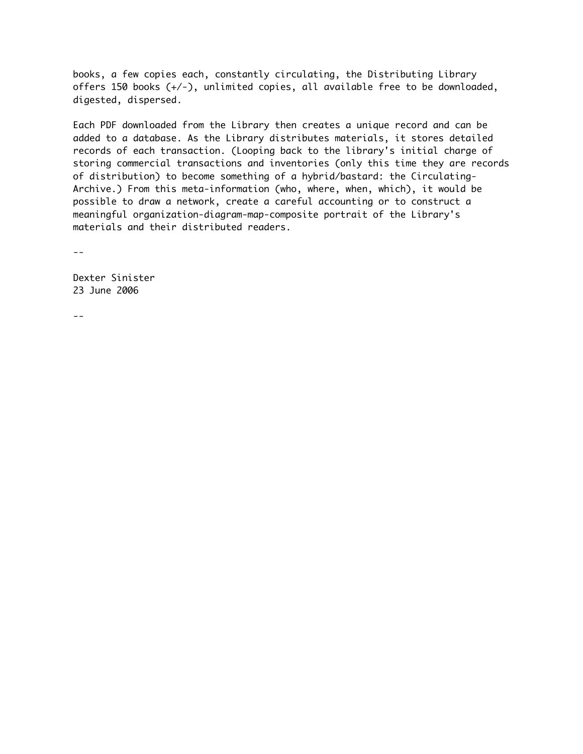books, a few copies each, constantly circulating, the Distributing Library offers 150 books (+/-), unlimited copies, all available free to be downloaded, digested, dispersed.

Each PDF downloaded from the Library then creates a unique record and can be added to a database. As the Library distributes materials, it stores detailed records of each transaction. (Looping back to the library's initial charge of storing commercial transactions and inventories (only this time they are records of distribution) to become something of a hybrid/bastard: the Circulating-Archive.) From this meta-information (who, where, when, which), it would be possible to draw a network, create a careful accounting or to construct a meaningful organization-diagram-map-composite portrait of the Library's materials and their distributed readers.

--

Dexter Sinister
23 June 2006

--